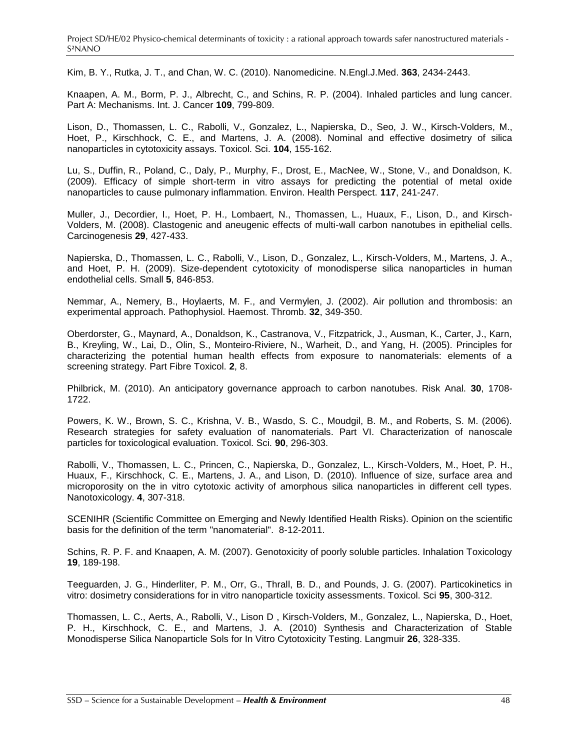Kim, B. Y., Rutka, J. T., and Chan, W. C. (2010). Nanomedicine. N.Engl.J.Med. **363**, 2434-2443.

Knaapen, A. M., Borm, P. J., Albrecht, C., and Schins, R. P. (2004). Inhaled particles and lung cancer. Part A: Mechanisms. Int. J. Cancer **109**, 799-809.

Lison, D., Thomassen, L. C., Rabolli, V., Gonzalez, L., Napierska, D., Seo, J. W., Kirsch-Volders, M., Hoet, P., Kirschhock, C. E., and Martens, J. A. (2008). Nominal and effective dosimetry of silica nanoparticles in cytotoxicity assays. Toxicol. Sci. **104**, 155-162.

Lu, S., Duffin, R., Poland, C., Daly, P., Murphy, F., Drost, E., MacNee, W., Stone, V., and Donaldson, K. (2009). Efficacy of simple short-term in vitro assays for predicting the potential of metal oxide nanoparticles to cause pulmonary inflammation. Environ. Health Perspect. **117**, 241-247.

Muller, J., Decordier, I., Hoet, P. H., Lombaert, N., Thomassen, L., Huaux, F., Lison, D., and Kirsch-Volders, M. (2008). Clastogenic and aneugenic effects of multi-wall carbon nanotubes in epithelial cells. Carcinogenesis **29**, 427-433.

Napierska, D., Thomassen, L. C., Rabolli, V., Lison, D., Gonzalez, L., Kirsch-Volders, M., Martens, J. A., and Hoet, P. H. (2009). Size-dependent cytotoxicity of monodisperse silica nanoparticles in human endothelial cells. Small **5**, 846-853.

Nemmar, A., Nemery, B., Hoylaerts, M. F., and Vermylen, J. (2002). Air pollution and thrombosis: an experimental approach. Pathophysiol. Haemost. Thromb. **32**, 349-350.

Oberdorster, G., Maynard, A., Donaldson, K., Castranova, V., Fitzpatrick, J., Ausman, K., Carter, J., Karn, B., Kreyling, W., Lai, D., Olin, S., Monteiro-Riviere, N., Warheit, D., and Yang, H. (2005). Principles for characterizing the potential human health effects from exposure to nanomaterials: elements of a screening strategy. Part Fibre Toxicol. **2**, 8.

Philbrick, M. (2010). An anticipatory governance approach to carbon nanotubes. Risk Anal. **30**, 1708-1722.

Powers, K. W., Brown, S. C., Krishna, V. B., Wasdo, S. C., Moudgil, B. M., and Roberts, S. M. (2006). Research strategies for safety evaluation of nanomaterials. Part VI. Characterization of nanoscale particles for toxicological evaluation. Toxicol. Sci. **90**, 296-303.

Rabolli, V., Thomassen, L. C., Princen, C., Napierska, D., Gonzalez, L., Kirsch-Volders, M., Hoet, P. H., Huaux, F., Kirschhock, C. E., Martens, J. A., and Lison, D. (2010). Influence of size, surface area and microporosity on the in vitro cytotoxic activity of amorphous silica nanoparticles in different cell types. Nanotoxicology. **4**, 307-318.

SCENIHR (Scientific Committee on Emerging and Newly Identified Health Risks). Opinion on the scientific basis for the definition of the term "nanomaterial". 8-12-2011.

Schins, R. P. F. and Knaapen, A. M. (2007). Genotoxicity of poorly soluble particles. Inhalation Toxicology **19**, 189-198.

Teeguarden, J. G., Hinderliter, P. M., Orr, G., Thrall, B. D., and Pounds, J. G. (2007). Particokinetics in vitro: dosimetry considerations for in vitro nanoparticle toxicity assessments. Toxicol. Sci **95**, 300-312.

Thomassen, L. C., Aerts, A., Rabolli, V., Lison D , Kirsch-Volders, M., Gonzalez, L., Napierska, D., Hoet, P. H., Kirschhock, C. E., and Martens, J. A. (2010) Synthesis and Characterization of Stable Monodisperse Silica Nanoparticle Sols for In Vitro Cytotoxicity Testing. Langmuir **26**, 328-335.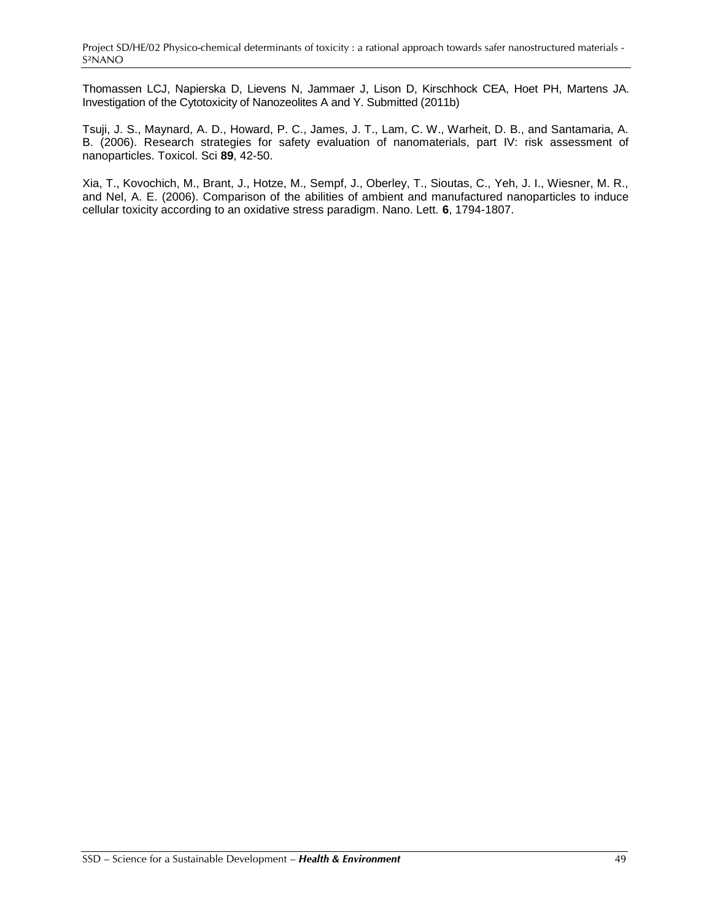Thomassen LCJ, Napierska D, Lievens N, Jammaer J, Lison D, Kirschhock CEA, Hoet PH, Martens JA. Investigation of the Cytotoxicity of Nanozeolites A and Y. Submitted (2011b)

Tsuji, J. S., Maynard, A. D., Howard, P. C., James, J. T., Lam, C. W., Warheit, D. B., and Santamaria, A. B. (2006). Research strategies for safety evaluation of nanomaterials, part IV: risk assessment of nanoparticles. Toxicol. Sci **89**, 42-50.

Xia, T., Kovochich, M., Brant, J., Hotze, M., Sempf, J., Oberley, T., Sioutas, C., Yeh, J. I., Wiesner, M. R., and Nel, A. E. (2006). Comparison of the abilities of ambient and manufactured nanoparticles to induce cellular toxicity according to an oxidative stress paradigm. Nano. Lett. **6**, 1794-1807.